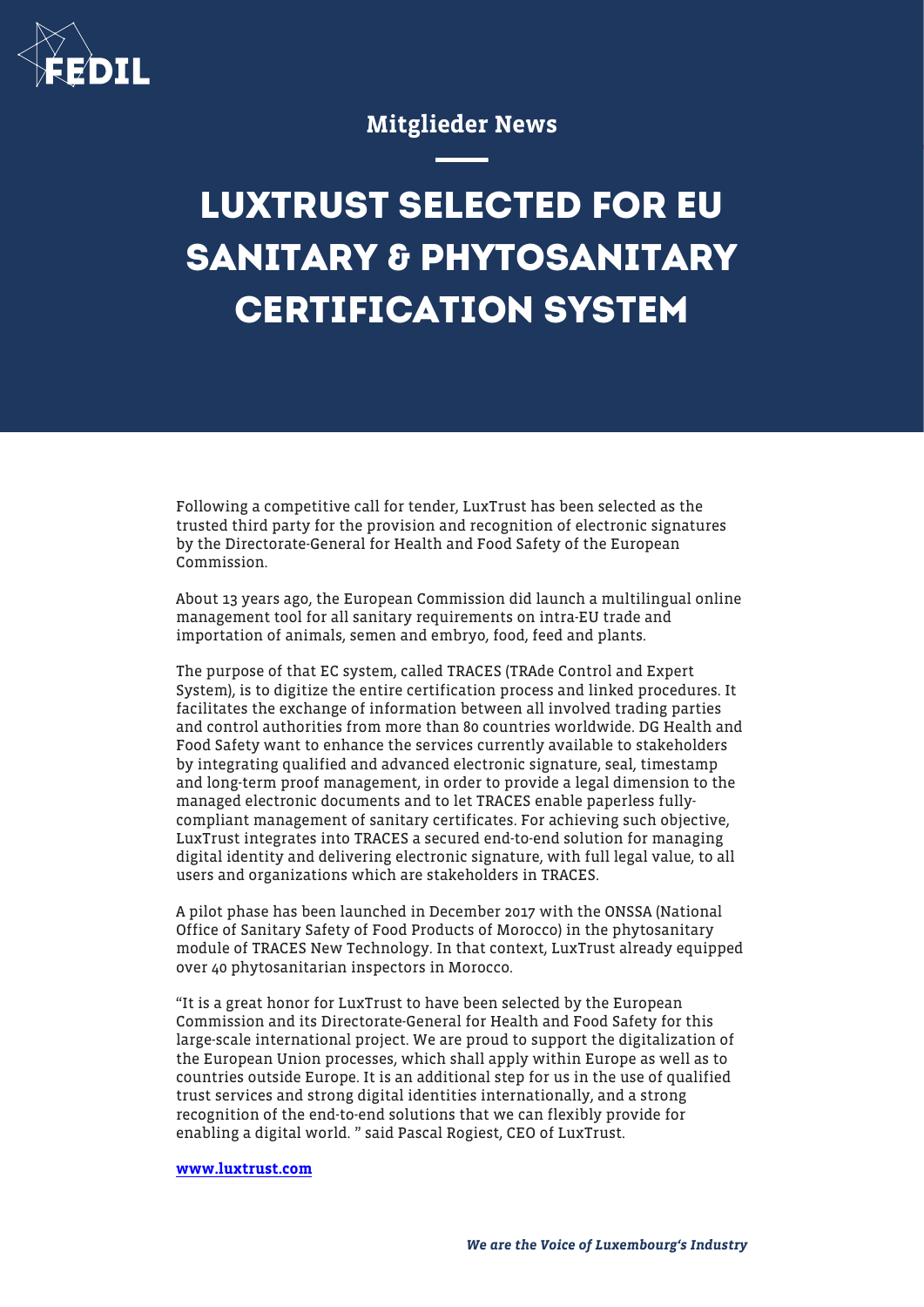Mitglieder News

# LUXTRUST SELECTED FOR EU SANITARY & PHYTOSANITARY CERTIFICATION SYSTEM

Following a competitive call for tender, LuxTrust has been selected as the trusted third party for the provision and recognition of electronic signatures by the Directorate-General for Health and Food Safety of the European Commission.

About 13 years ago, the European Commission did launch a multilingual online management tool for all sanitary requirements on intra-EU trade and importation of animals, semen and embryo, food, feed and plants.

The purpose of that EC system, called TRACES (TRAde Control and Expert System), is to digitize the entire certification process and linked procedures. It facilitates the exchange of information between all involved trading parties and control authorities from more than 80 countries worldwide. DG Health and Food Safety want to enhance the services currently available to stakeholders by integrating qualified and advanced electronic signature, seal, timestamp and long-term proof management, in order to provide a legal dimension to the managed electronic documents and to let TRACES enable paperless fully-compliant management of sanitary certificates. For achieving such objective, LuxTrust integrates into TRACES a secured end-to-end solution for managing digital identity and delivering electronic signature, with full legal value, to all users and organizations which are stakeholders in TRACES.

A pilot phase has been launched in December 2017 with the ONSSA (National Office of Sanitary Safety of Food Products of Morocco) in the phytosanitary module of TRACES New Technology. In that context, LuxTrust already equipped over 40 phytosanitarian inspectors in Morocco.

"It is a great honor for LuxTrust to have been selected by the European Commission and its Directorate-General for Health and Food Safety for this large-scale international project. We are proud to support the digitalization of the European Union processes, which shall apply within Europe as well as to countries outside Europe. It is an additional step for us in the use of qualified trust services and strong digital identities internationally, and a strong recognition of the end-to-end solutions that we can flexibly provide for enabling a digital world. " said Pascal Rogiest, CEO of LuxTrust.

**[www.luxtrust.com](http://www.luxtrust.com)**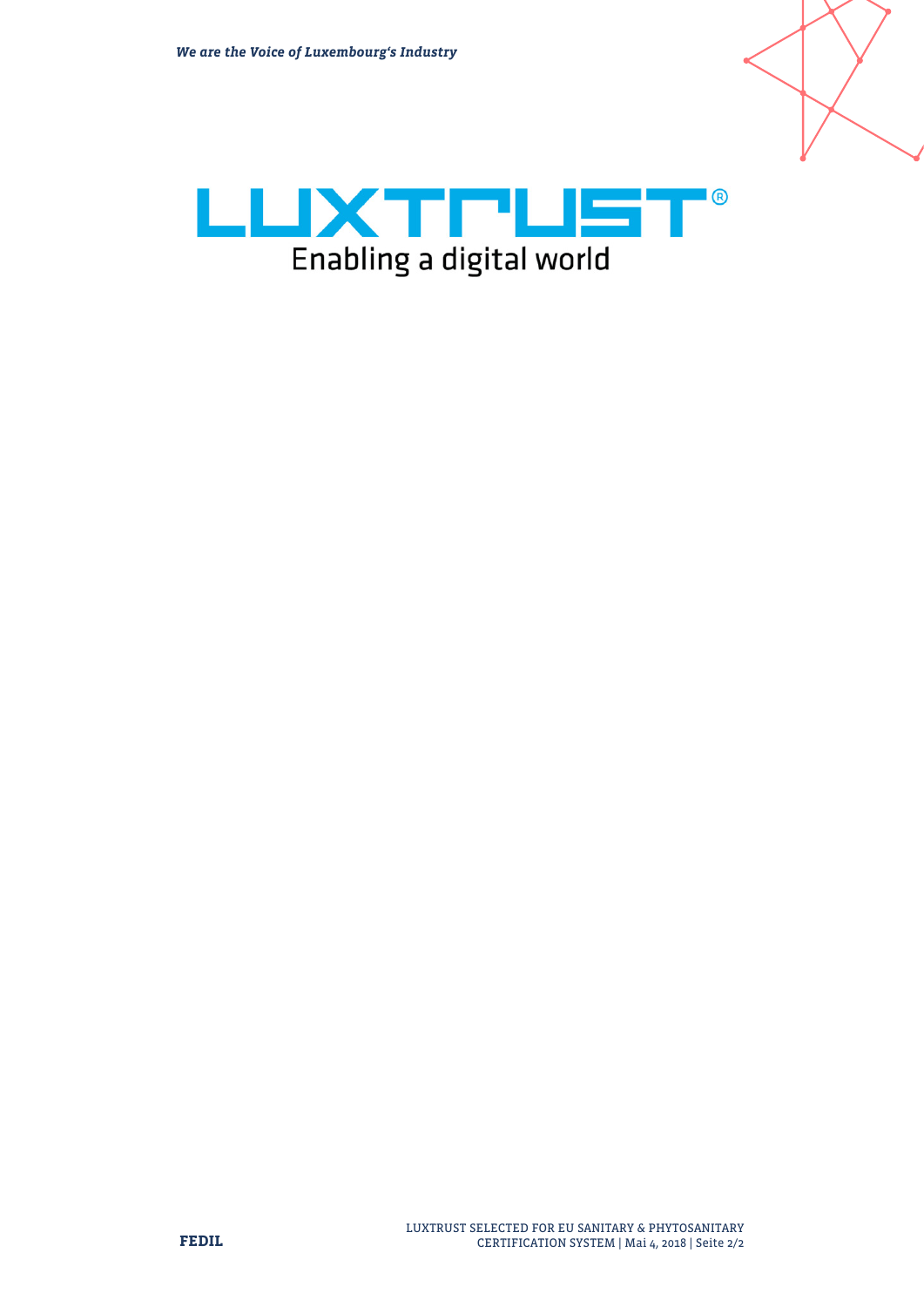LUXTRUST®

Enabling a digital world